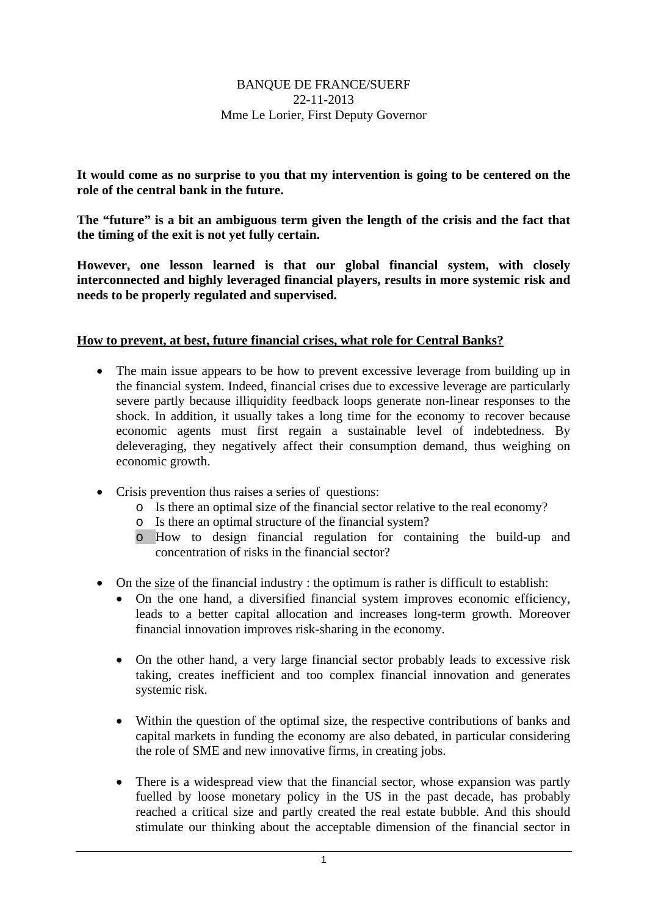BANQUE DE FRANCE/SUERF
22-11-2013
Mme Le Lorier, First Deputy Governor

**It would come as no surprise to you that my intervention is going to be centered on the role of the central bank in the future.**

**The "future" is a bit an ambiguous term given the length of the crisis and the fact that the timing of the exit is not yet fully certain.**

**However, one lesson learned is that our global financial system, with closely interconnected and highly leveraged financial players, results in more systemic risk and needs to be properly regulated and supervised.**

**<u>How to prevent, at best, future financial crises, what role for Central Banks?</u>**

- The main issue appears to be how to prevent excessive leverage from building up in the financial system. Indeed, financial crises due to excessive leverage are particularly severe partly because illiquidity feedback loops generate non-linear responses to the shock. In addition, it usually takes a long time for the economy to recover because economic agents must first regain a sustainable level of indebtedness. By deleveraging, they negatively affect their consumption demand, thus weighing on economic growth.

- Crisis prevention thus raises a series of questions:
  - Is there an optimal size of the financial sector relative to the real economy?
  - Is there an optimal structure of the financial system?
  - How to design financial regulation for containing the build-up and concentration of risks in the financial sector?

- On the <u>size</u> of the financial industry : the optimum is rather is difficult to establish:
  - On the one hand, a diversified financial system improves economic efficiency, leads to a better capital allocation and increases long-term growth. Moreover financial innovation improves risk-sharing in the economy.

  - On the other hand, a very large financial sector probably leads to excessive risk taking, creates inefficient and too complex financial innovation and generates systemic risk.

  - Within the question of the optimal size, the respective contributions of banks and capital markets in funding the economy are also debated, in particular considering the role of SME and new innovative firms, in creating jobs.

  - There is a widespread view that the financial sector, whose expansion was partly fuelled by loose monetary policy in the US in the past decade, has probably reached a critical size and partly created the real estate bubble. And this should stimulate our thinking about the acceptable dimension of the financial sector in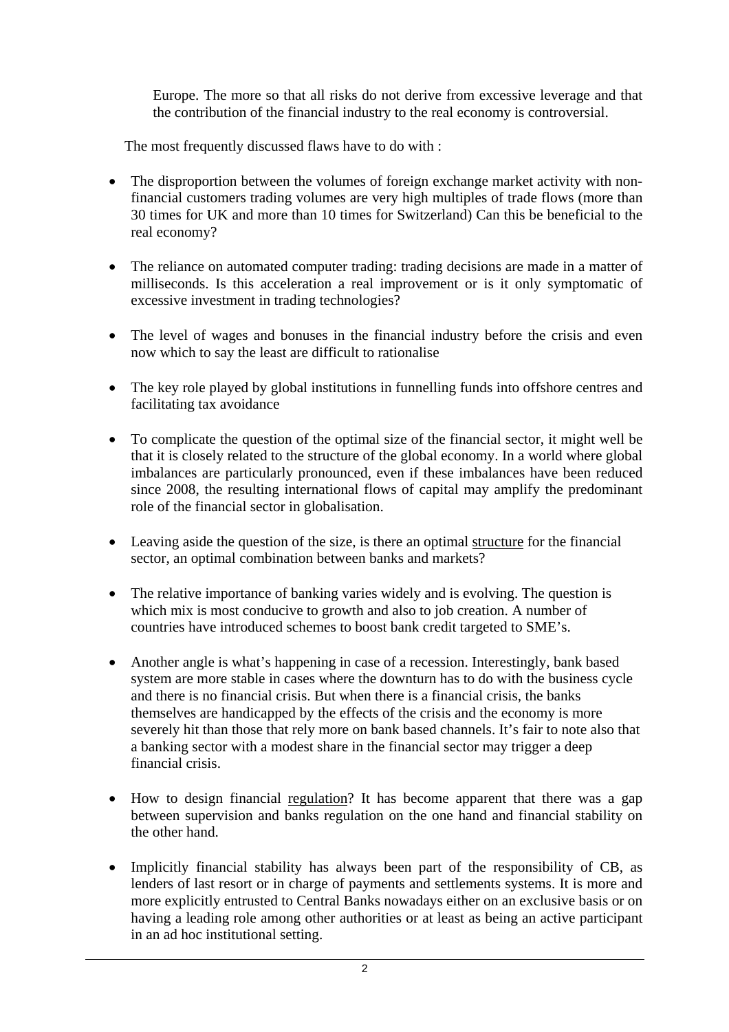Europe. The more so that all risks do not derive from excessive leverage and that the contribution of the financial industry to the real economy is controversial.

The most frequently discussed flaws have to do with :

- The disproportion between the volumes of foreign exchange market activity with non-financial customers trading volumes are very high multiples of trade flows (more than 30 times for UK and more than 10 times for Switzerland) Can this be beneficial to the real economy?

- The reliance on automated computer trading: trading decisions are made in a matter of milliseconds. Is this acceleration a real improvement or is it only symptomatic of excessive investment in trading technologies?

- The level of wages and bonuses in the financial industry before the crisis and even now which to say the least are difficult to rationalise

- The key role played by global institutions in funnelling funds into offshore centres and facilitating tax avoidance

- To complicate the question of the optimal size of the financial sector, it might well be that it is closely related to the structure of the global economy. In a world where global imbalances are particularly pronounced, even if these imbalances have been reduced since 2008, the resulting international flows of capital may amplify the predominant role of the financial sector in globalisation.

- Leaving aside the question of the size, is there an optimal <u>structure</u> for the financial sector, an optimal combination between banks and markets?

- The relative importance of banking varies widely and is evolving. The question is which mix is most conducive to growth and also to job creation. A number of countries have introduced schemes to boost bank credit targeted to SME's.

- Another angle is what's happening in case of a recession. Interestingly, bank based system are more stable in cases where the downturn has to do with the business cycle and there is no financial crisis. But when there is a financial crisis, the banks themselves are handicapped by the effects of the crisis and the economy is more severely hit than those that rely more on bank based channels. It's fair to note also that a banking sector with a modest share in the financial sector may trigger a deep financial crisis.

- How to design financial <u>regulation</u>? It has become apparent that there was a gap between supervision and banks regulation on the one hand and financial stability on the other hand.

- Implicitly financial stability has always been part of the responsibility of CB, as lenders of last resort or in charge of payments and settlements systems. It is more and more explicitly entrusted to Central Banks nowadays either on an exclusive basis or on having a leading role among other authorities or at least as being an active participant in an ad hoc institutional setting.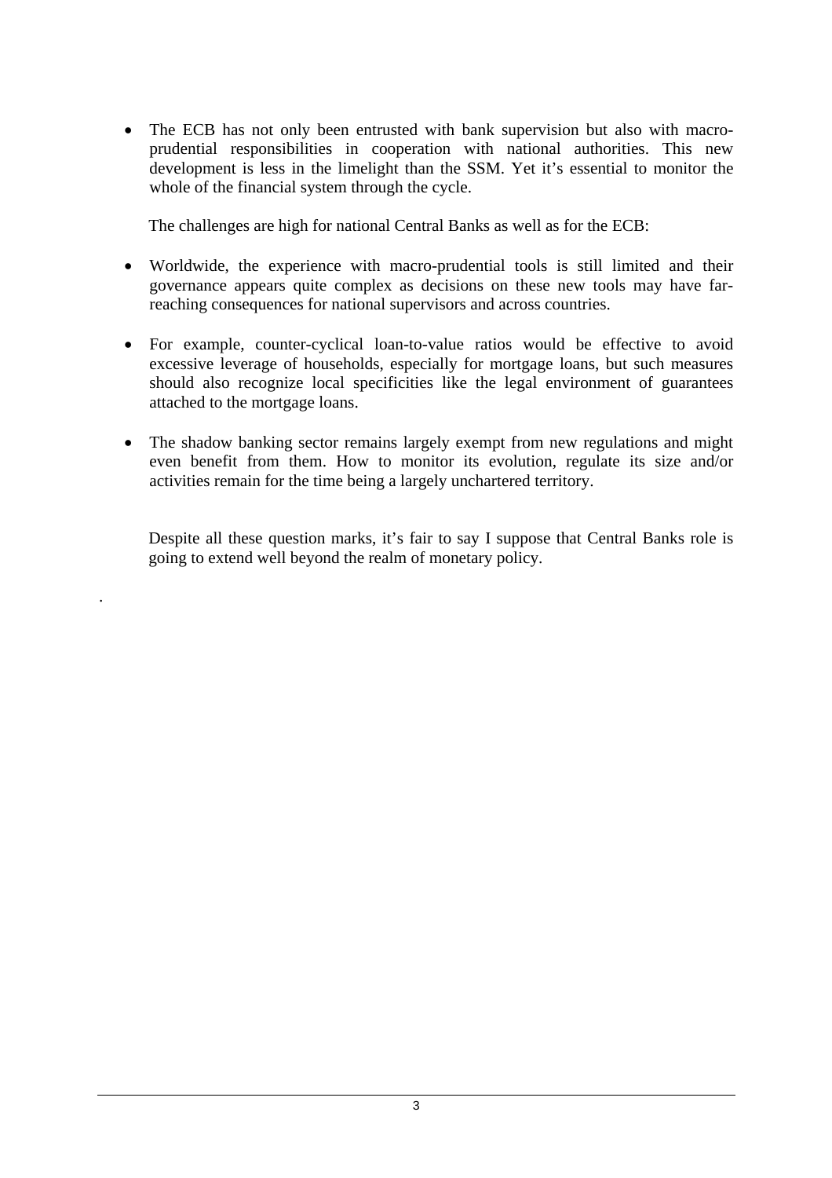- The ECB has not only been entrusted with bank supervision but also with macro-prudential responsibilities in cooperation with national authorities. This new development is less in the limelight than the SSM. Yet it's essential to monitor the whole of the financial system through the cycle.

The challenges are high for national Central Banks as well as for the ECB:

- Worldwide, the experience with macro-prudential tools is still limited and their governance appears quite complex as decisions on these new tools may have far-reaching consequences for national supervisors and across countries.

- For example, counter-cyclical loan-to-value ratios would be effective to avoid excessive leverage of households, especially for mortgage loans, but such measures should also recognize local specificities like the legal environment of guarantees attached to the mortgage loans.

- The shadow banking sector remains largely exempt from new regulations and might even benefit from them. How to monitor its evolution, regulate its size and/or activities remain for the time being a largely unchartered territory.

Despite all these question marks, it's fair to say I suppose that Central Banks role is going to extend well beyond the realm of monetary policy.

.